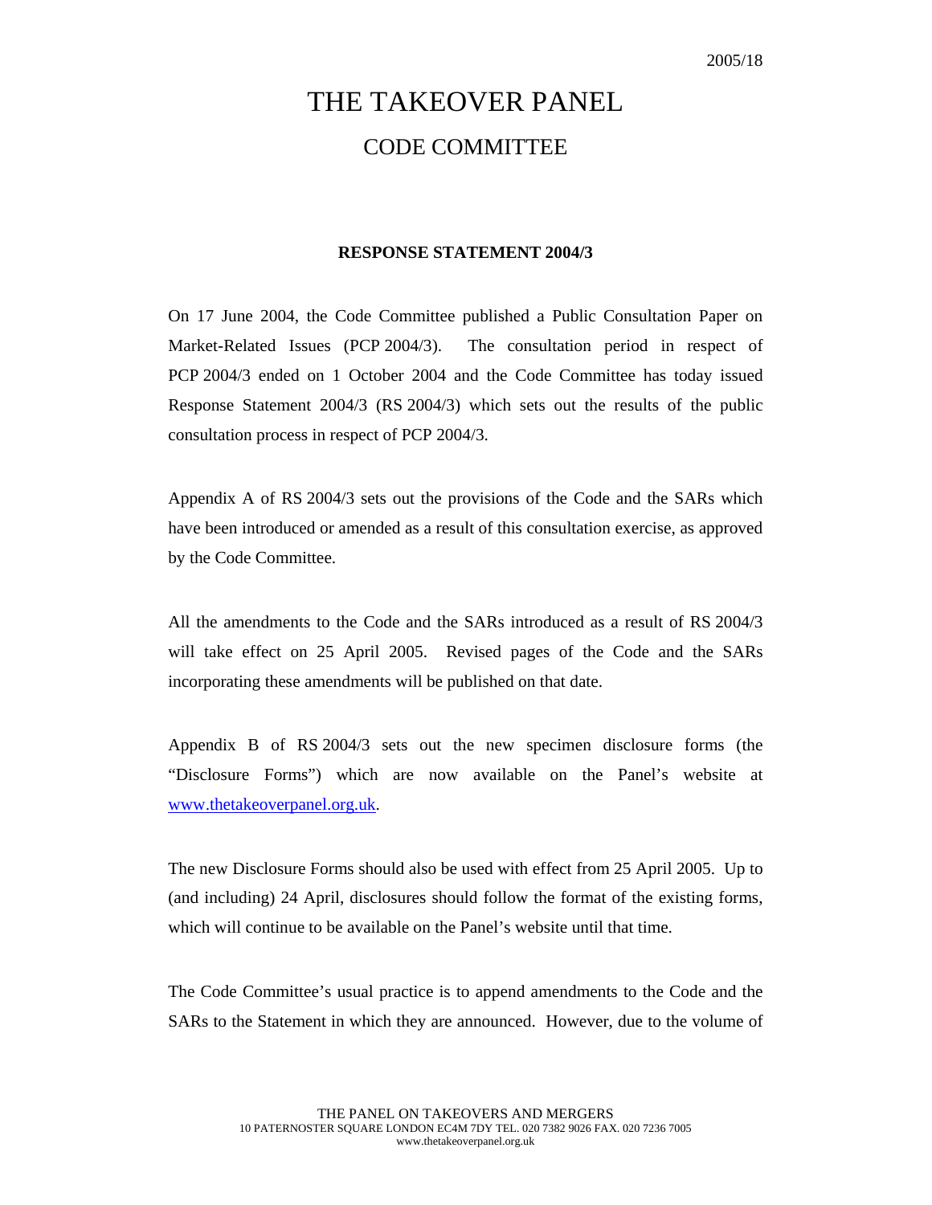2005/18

# THE TAKEOVER PANEL

## CODE COMMITTEE

**RESPONSE STATEMENT 2004/3**

On 17 June 2004, the Code Committee published a Public Consultation Paper on Market-Related Issues (PCP 2004/3). The consultation period in respect of PCP 2004/3 ended on 1 October 2004 and the Code Committee has today issued Response Statement 2004/3 (RS 2004/3) which sets out the results of the public consultation process in respect of PCP 2004/3.

Appendix A of RS 2004/3 sets out the provisions of the Code and the SARs which have been introduced or amended as a result of this consultation exercise, as approved by the Code Committee.

All the amendments to the Code and the SARs introduced as a result of RS 2004/3 will take effect on 25 April 2005. Revised pages of the Code and the SARs incorporating these amendments will be published on that date.

Appendix B of RS 2004/3 sets out the new specimen disclosure forms (the "Disclosure Forms") which are now available on the Panel's website at www.thetakeoverpanel.org.uk.

The new Disclosure Forms should also be used with effect from 25 April 2005. Up to (and including) 24 April, disclosures should follow the format of the existing forms, which will continue to be available on the Panel's website until that time.

The Code Committee's usual practice is to append amendments to the Code and the SARs to the Statement in which they are announced. However, due to the volume of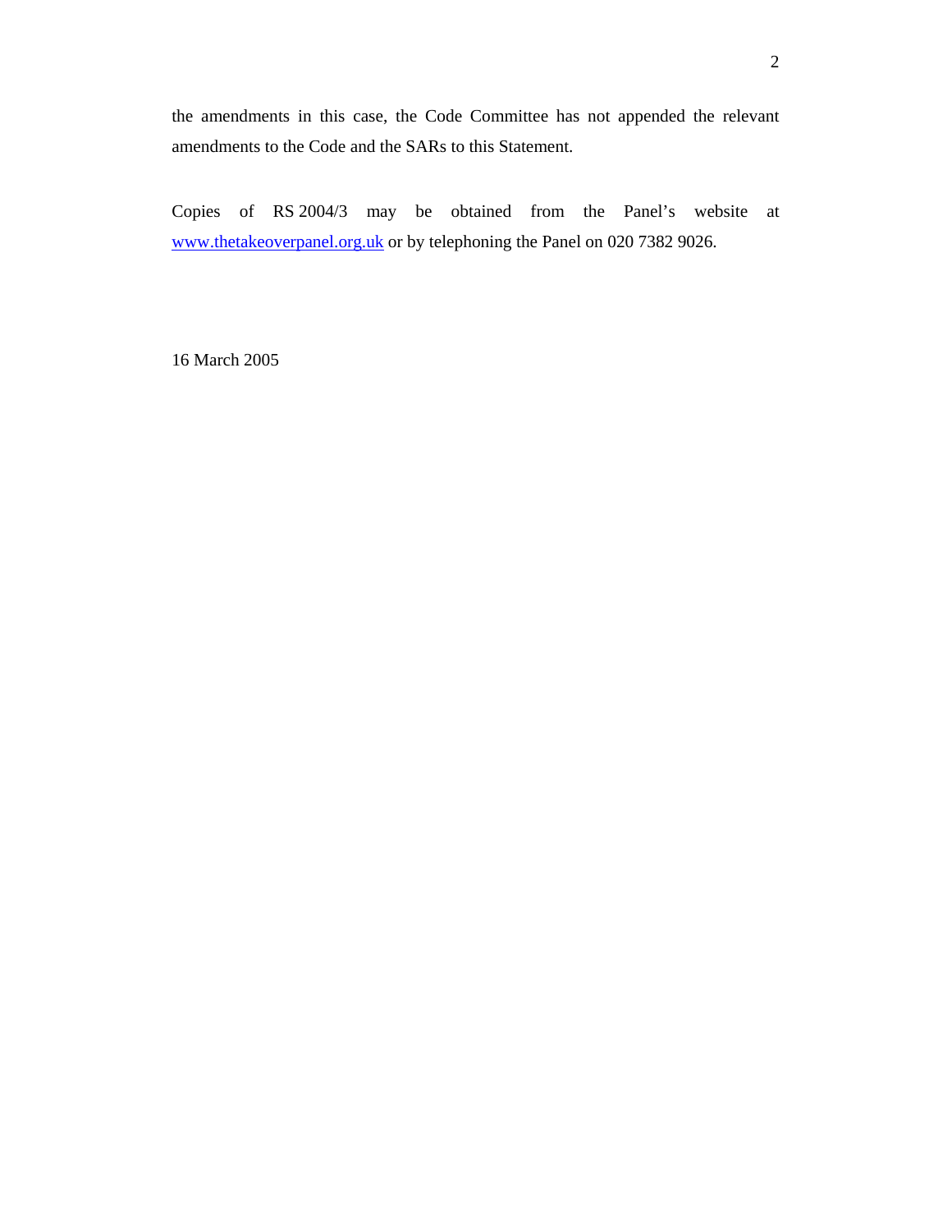the amendments in this case, the Code Committee has not appended the relevant amendments to the Code and the SARs to this Statement.

Copies of RS 2004/3 may be obtained from the Panel's website at www.thetakeoverpanel.org.uk or by telephoning the Panel on 020 7382 9026.

16 March 2005